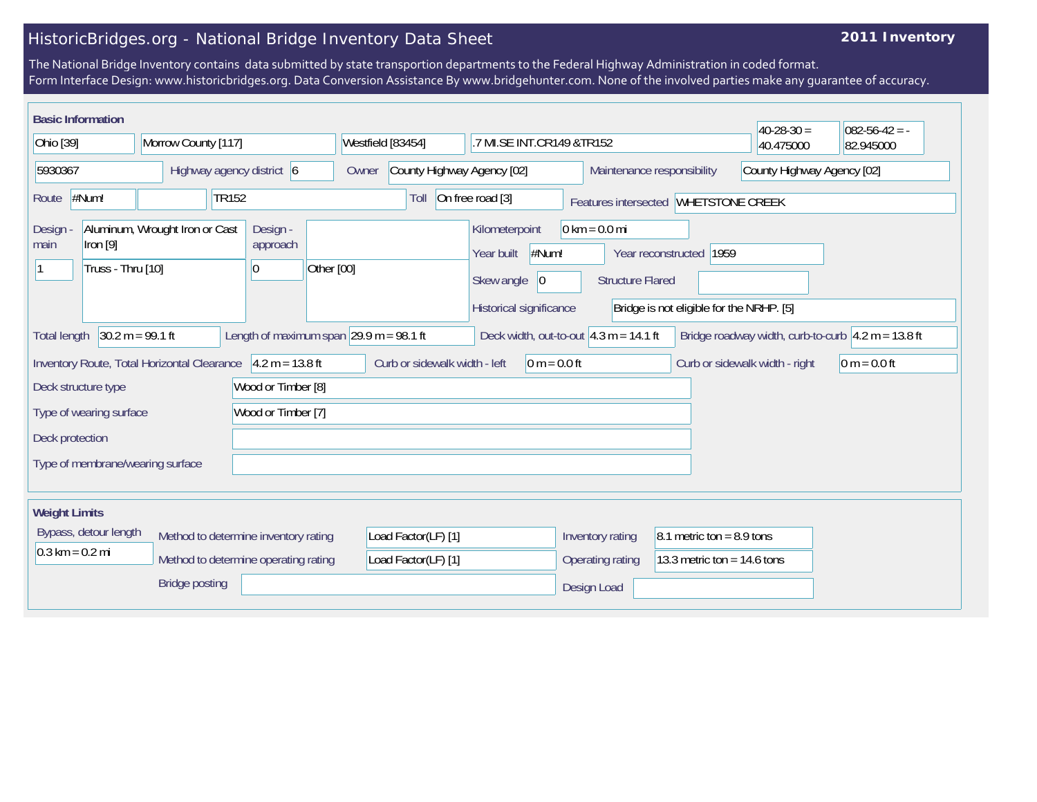# HistoricBridges.org - National Bridge Inventory Data Sheet

**2011 Inventory**

The National Bridge Inventory contains data submitted by state transportion departments to the Federal Highway Administration in coded format.
Form Interface Design: www.historicbridges.org. Data Conversion Assistance By www.bridgehunter.com. None of the involved parties make any guarantee of accuracy.

## Basic Information

| Field | Value |
|---|---|
| State | Ohio [39] |
| County | Morrow County [117] |
| Place | Westfield [83454] |
| Location | .7 MI.SE INT.CR149 &TR152 |
| Latitude | 40-28-30 = 40.475000 |
| Longitude | 082-56-42 = -82.945000 |
| Structure number | 5930367 |
| Highway agency district | 6 |
| Owner | County Highway Agency [02] |
| Maintenance responsibility | County Highway Agency [02] |
| Route | #Num! |
| Route (facility carried) | TR152 |
| Toll | On free road [3] |
| Features intersected | WHETSTONE CREEK |
| Design - main | 1 — Aluminum, Wrought Iron or Cast Iron [9] — Truss - Thru [10] |
| Design - approach | 0 — Other [00] |
| Kilometerpoint | 0 km = 0.0 mi |
| Year built | #Num! |
| Year reconstructed | 1959 |
| Skew angle | 0 |
| Structure Flared | |
| Historical significance | Bridge is not eligible for the NRHP. [5] |
| Total length | 30.2 m = 99.1 ft |
| Length of maximum span | 29.9 m = 98.1 ft |
| Deck width, out-to-out | 4.3 m = 14.1 ft |
| Bridge roadway width, curb-to-curb | 4.2 m = 13.8 ft |
| Inventory Route, Total Horizontal Clearance | 4.2 m = 13.8 ft |
| Curb or sidewalk width - left | 0 m = 0.0 ft |
| Curb or sidewalk width - right | 0 m = 0.0 ft |
| Deck structure type | Wood or Timber [8] |
| Type of wearing surface | Wood or Timber [7] |
| Deck protection | |
| Type of membrane/wearing surface | |

## Weight Limits

| Field | Value |
|---|---|
| Bypass, detour length | 0.3 km = 0.2 mi |
| Method to determine inventory rating | Load Factor(LF) [1] |
| Method to determine operating rating | Load Factor(LF) [1] |
| Inventory rating | 8.1 metric ton = 8.9 tons |
| Operating rating | 13.3 metric ton = 14.6 tons |
| Bridge posting | |
| Design Load | |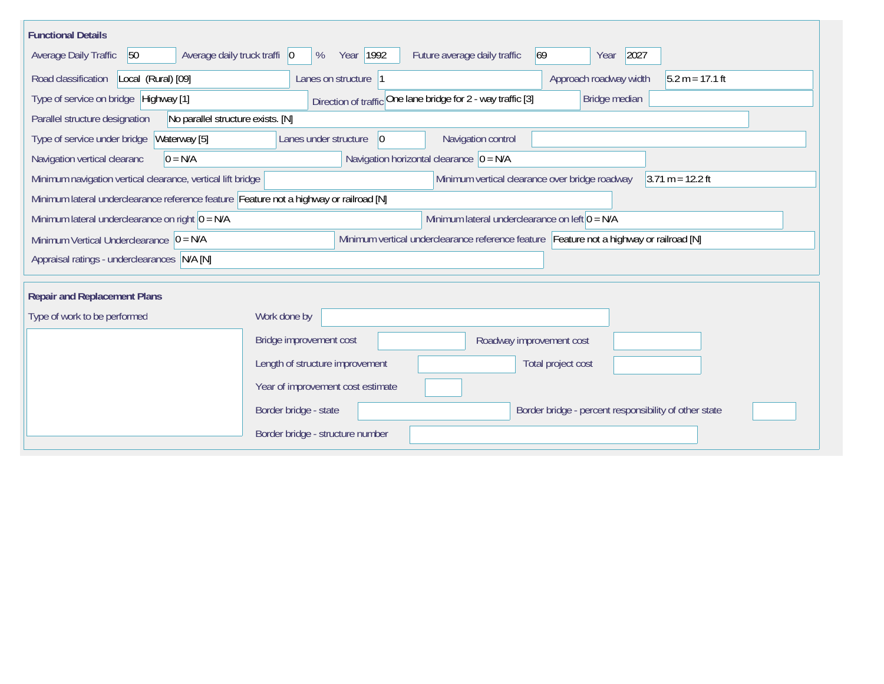## Functional Details

Average Daily Traffic: 50
Average daily truck traffi: 0 %
Year: 1992
Future average daily traffic: 69
Year: 2027

Road classification: Local (Rural) [09]
Lanes on structure: 1
Approach roadway width: 5.2 m = 17.1 ft

Type of service on bridge: Highway [1]
Direction of traffic: One lane bridge for 2 - way traffic [3]
Bridge median:

Parallel structure designation: No parallel structure exists. [N]

Type of service under bridge: Waterway [5]
Lanes under structure: 0
Navigation control:

Navigation vertical clearanc: 0 = N/A
Navigation horizontal clearance: 0 = N/A

Minimum navigation vertical clearance, vertical lift bridge:
Minimum vertical clearance over bridge roadway: 3.71 m = 12.2 ft

Minimum lateral underclearance reference feature: Feature not a highway or railroad [N]

Minimum lateral underclearance on right: 0 = N/A
Minimum lateral underclearance on left: 0 = N/A

Minimum Vertical Underclearance: 0 = N/A
Minimum vertical underclearance reference feature: Feature not a highway or railroad [N]

Appraisal ratings - underclearances: N/A [N]

## Repair and Replacement Plans

Type of work to be performed:

Work done by:

Bridge improvement cost:
Roadway improvement cost:

Length of structure improvement:
Total project cost:

Year of improvement cost estimate:

Border bridge - state:
Border bridge - percent responsibility of other state:

Border bridge - structure number: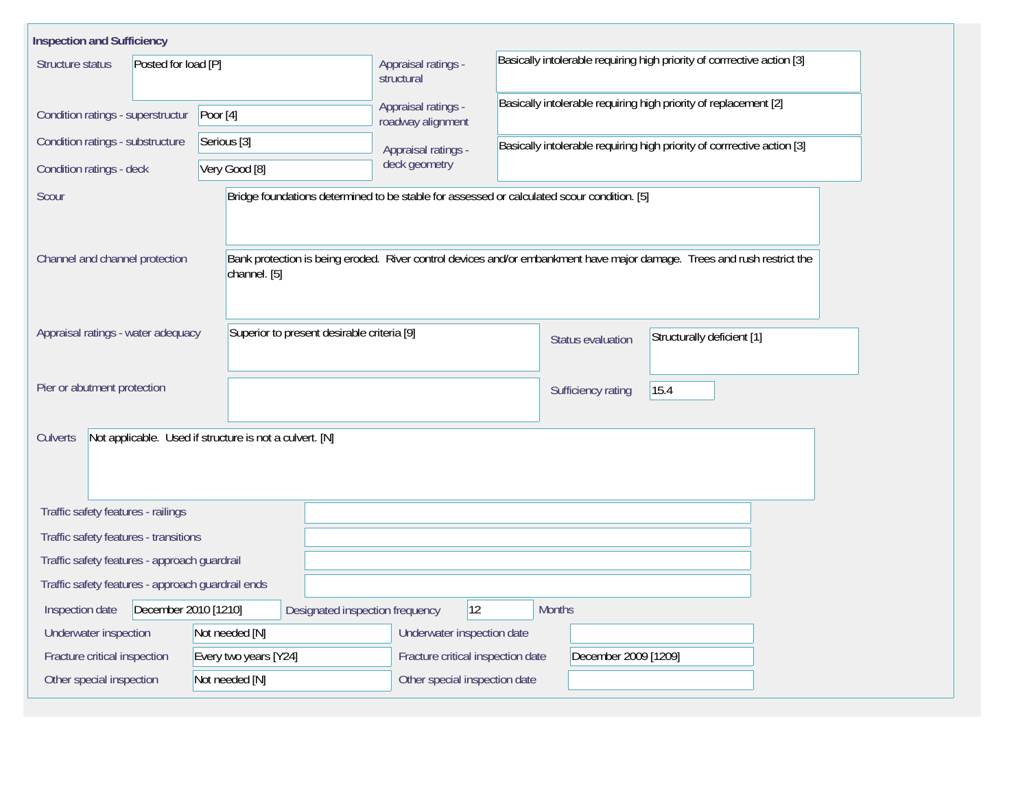## Inspection and Sufficiency

| Field | Value |
|---|---|
| Structure status | Posted for load [P] |
| Condition ratings - superstructur | Poor [4] |
| Condition ratings - substructure | Serious [3] |
| Condition ratings - deck | Very Good [8] |
| Appraisal ratings - structural | Basically intolerable requiring high priority of corrrective action [3] |
| Appraisal ratings - roadway alignment | Basically intolerable requiring high priority of replacement [2] |
| Appraisal ratings - deck geometry | Basically intolerable requiring high priority of corrrective action [3] |
| Scour | Bridge foundations determined to be stable for assessed or calculated scour condition. [5] |
| Channel and channel protection | Bank protection is being eroded. River control devices and/or embankment have major damage. Trees and rush restrict the channel. [5] |
| Appraisal ratings - water adequacy | Superior to present desirable criteria [9] |
| Status evaluation | Structurally deficient [1] |
| Pier or abutment protection | |
| Sufficiency rating | 15.4 |
| Culverts | Not applicable. Used if structure is not a culvert. [N] |
| Traffic safety features - railings | |
| Traffic safety features - transitions | |
| Traffic safety features - approach guardrail | |
| Traffic safety features - approach guardrail ends | |
| Inspection date | December 2010 [1210] |
| Designated inspection frequency | 12 Months |
| Underwater inspection | Not needed [N] |
| Underwater inspection date | |
| Fracture critical inspection | Every two years [Y24] |
| Fracture critical inspection date | December 2009 [1209] |
| Other special inspection | Not needed [N] |
| Other special inspection date | |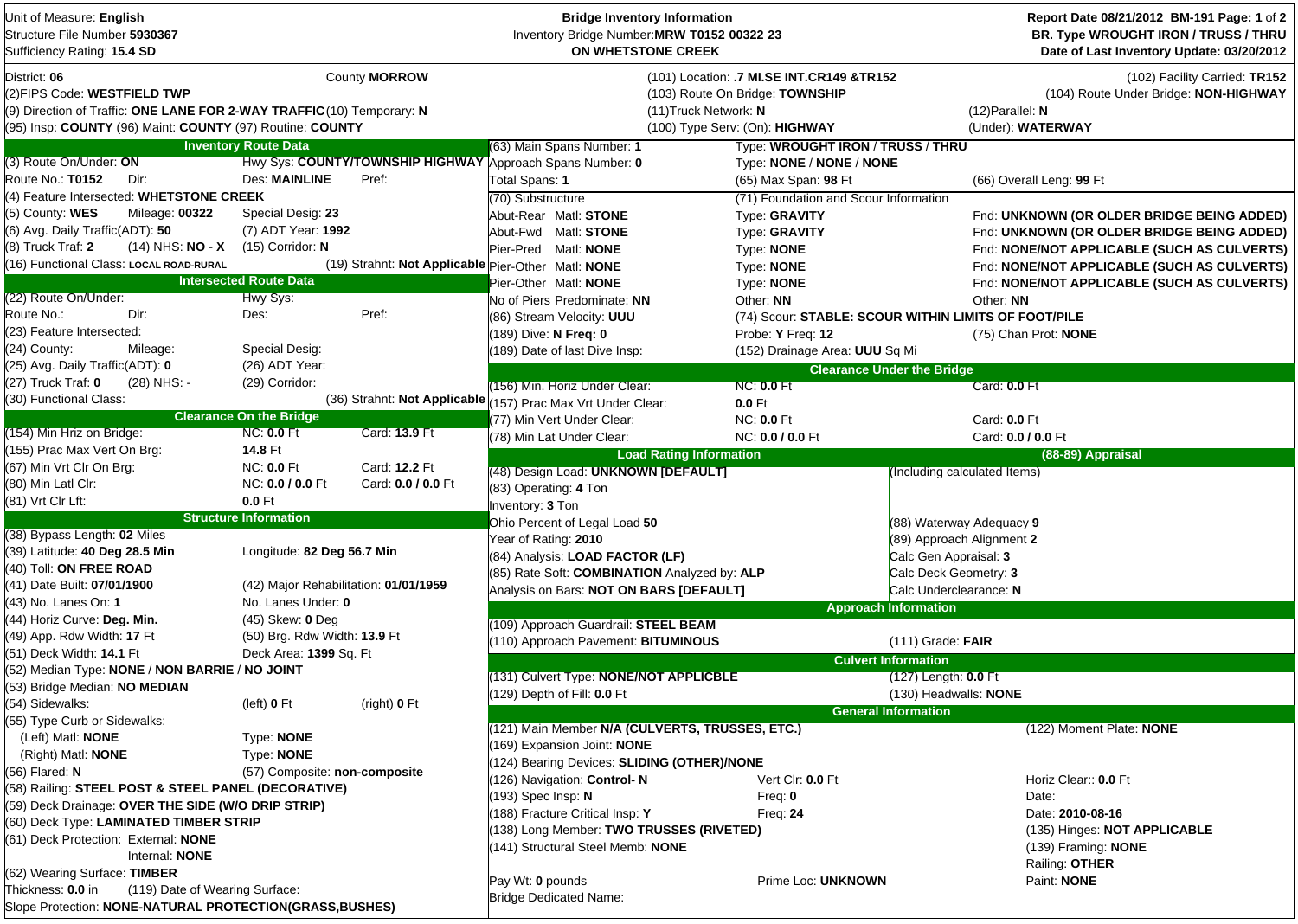Unit of Measure: **English**
Structure File Number **5930367**
Sufficiency Rating: **15.4 SD**

**Bridge Inventory Information**
Inventory Bridge Number: **MRW T0152 00322 23**
**ON WHETSTONE CREEK**

**Report Date 08/21/2012 BM-191**
**BR. Type WROUGHT IRON / TRUSS / THRU**
**Date of Last Inventory Update: 03/20/2012**

District: **06** County **MORROW**
(2)FIPS Code: **WESTFIELD TWP**
(9) Direction of Traffic: **ONE LANE FOR 2-WAY TRAFFIC** (10) Temporary: **N**
(95) Insp: **COUNTY** (96) Maint: **COUNTY** (97) Routine: **COUNTY**

(101) Location: **.7 MI.SE INT.CR149 &TR152**
(102) Facility Carried: **TR152**
(103) Route On Bridge: **TOWNSHIP**
(104) Route Under Bridge: **NON-HIGHWAY**
(11)Truck Network: **N** (12)Parallel: **N**
(100) Type Serv: (On): **HIGHWAY** (Under): **WATERWAY**

## Inventory Route Data

(3) Route On/Under: **ON** Hwy Sys: **COUNTY/TOWNSHIP HIGHWAY**
Route No.: **T0152** Dir: Des: **MAINLINE** Pref:
(4) Feature Intersected: **WHETSTONE CREEK**
(5) County: **WES** Mileage: **00322** Special Desig: **23**
(6) Avg. Daily Traffic(ADT): **50** (7) ADT Year: **1992**
(8) Truck Traf: **2** (14) NHS: **NO - X** (15) Corridor: **N**
(16) Functional Class: **LOCAL ROAD-RURAL** (19) Strahnt: **Not Applicable**

## Intersected Route Data

(22) Route On/Under: Hwy Sys:
Route No.: Dir: Des: Pref:
(23) Feature Intersected:
(24) County: Mileage: Special Desig:
(25) Avg. Daily Traffic(ADT): **0** (26) ADT Year:
(27) Truck Traf: **0** (28) NHS: - (29) Corridor:
(30) Functional Class: (36) Strahnt: **Not Applicable**

## Clearance On the Bridge

(154) Min Hriz on Bridge: NC: **0.0** Ft Card: **13.9** Ft
(155) Prac Max Vert On Brg: **14.8** Ft
(67) Min Vrt Clr On Brg: NC: **0.0** Ft Card: **12.2** Ft
(80) Min Latl Clr: NC: **0.0 / 0.0** Ft Card: **0.0 / 0.0** Ft
(81) Vrt Clr Lft: **0.0** Ft

## Structure Information

(38) Bypass Length: **02** Miles
(39) Latitude: **40 Deg 28.5 Min** Longitude: **82 Deg 56.7 Min**
(40) Toll: **ON FREE ROAD**
(41) Date Built: **07/01/1900** (42) Major Rehabilitation: **01/01/1959**
(43) No. Lanes On: **1** No. Lanes Under: **0**
(44) Horiz Curve: **Deg. Min.** (45) Skew: **0** Deg
(49) App. Rdw Width: **17** Ft (50) Brg. Rdw Width: **13.9** Ft
(51) Deck Width: **14.1** Ft Deck Area: **1399** Sq. Ft
(52) Median Type: **NONE** / **NON BARRIE** / **NO JOINT**
(53) Bridge Median: **NO MEDIAN**
(54) Sidewalks: (left) **0** Ft (right) **0** Ft
(55) Type Curb or Sidewalks:
(Left) Matl: **NONE** Type: **NONE**
(Right) Matl: **NONE** Type: **NONE**
(56) Flared: **N** (57) Composite: **non-composite**
(58) Railing: **STEEL POST & STEEL PANEL (DECORATIVE)**
(59) Deck Drainage: **OVER THE SIDE (W/O DRIP STRIP)**
(60) Deck Type: **LAMINATED TIMBER STRIP**
(61) Deck Protection: External: **NONE**
Internal: **NONE**
(62) Wearing Surface: **TIMBER**
Thickness: **0.0** in (119) Date of Wearing Surface:
Slope Protection: **NONE-NATURAL PROTECTION(GRASS,BUSHES)**

(63) Main Spans Number: **1** Type: **WROUGHT IRON / TRUSS / THRU**
Approach Spans Number: **0** Type: **NONE / NONE / NONE**
Total Spans: **1** (65) Max Span: **98** Ft (66) Overall Leng: **99** Ft

| (70) Substructure | | (71) Foundation and Scour Information | |
|---|---|---|---|
| Abut-Rear | Matl: **STONE** | Type: **GRAVITY** | Fnd: **UNKNOWN (OR OLDER BRIDGE BEING ADDED)** |
| Abut-Fwd | Matl: **STONE** | Type: **GRAVITY** | Fnd: **UNKNOWN (OR OLDER BRIDGE BEING ADDED)** |
| Pier-Pred | Matl: **NONE** | Type: **NONE** | Fnd: **NONE/NOT APPLICABLE (SUCH AS CULVERTS)** |
| Pier-Other | Matl: **NONE** | Type: **NONE** | Fnd: **NONE/NOT APPLICABLE (SUCH AS CULVERTS)** |
| Pier-Other | Matl: **NONE** | Type: **NONE** | Fnd: **NONE/NOT APPLICABLE (SUCH AS CULVERTS)** |

No of Piers Predominate: **NN** Other: **NN** Other: **NN**
(86) Stream Velocity: **UUU** (74) Scour: **STABLE: SCOUR WITHIN LIMITS OF FOOT/PILE**
(189) Dive: **N** Freq: **0** Probe: **Y** Freq: **12** (75) Chan Prot: **NONE**
(189) Date of last Dive Insp: (152) Drainage Area: **UUU** Sq Mi

## Clearance Under the Bridge

(156) Min. Horiz Under Clear: NC: **0.0** Ft Card: **0.0** Ft
(157) Prac Max Vrt Under Clear: **0.0** Ft
(77) Min Vert Under Clear: NC: **0.0** Ft Card: **0.0** Ft
(78) Min Lat Under Clear: NC: **0.0 / 0.0** Ft Card: **0.0 / 0.0** Ft

## Load Rating Information

(48) Design Load: **UNKNOWN [DEFAULT]**
(83) Operating: **4** Ton
Inventory: **3** Ton
Ohio Percent of Legal Load **50**
Year of Rating: **2010**
(84) Analysis: **LOAD FACTOR (LF)**
(85) Rate Soft: **COMBINATION** Analyzed by: **ALP**
Analysis on Bars: **NOT ON BARS [DEFAULT]**

## (88-89) Appraisal

(Including calculated Items)
(88) Waterway Adequacy **9**
(89) Approach Alignment **2**
Calc Gen Appraisal: **3**
Calc Deck Geometry: **3**
Calc Underclearance: **N**

## Approach Information

(109) Approach Guardrail: **STEEL BEAM**
(110) Approach Pavement: **BITUMINOUS** (111) Grade: **FAIR**

## Culvert Information

(131) Culvert Type: **NONE/NOT APPLICBLE** (127) Length: **0.0** Ft
(129) Depth of Fill: **0.0** Ft (130) Headwalls: **NONE**

## General Information

(121) Main Member **N/A (CULVERTS, TRUSSES, ETC.)** (122) Moment Plate: **NONE**
(169) Expansion Joint: **NONE**
(124) Bearing Devices: **SLIDING (OTHER)/NONE**
(126) Navigation: **Control- N** Vert Clr: **0.0** Ft Horiz Clear:: **0.0** Ft
(193) Spec Insp: **N** Freq: **0** Date:
(188) Fracture Critical Insp: **Y** Freq: **24** Date: **2010-08-16**
(138) Long Member: **TWO TRUSSES (RIVETED)** (135) Hinges: **NOT APPLICABLE**
(141) Structural Steel Memb: **NONE** (139) Framing: **NONE**
Railing: **OTHER**
Pay Wt: **0** pounds Prime Loc: **UNKNOWN** Paint: **NONE**
Bridge Dedicated Name: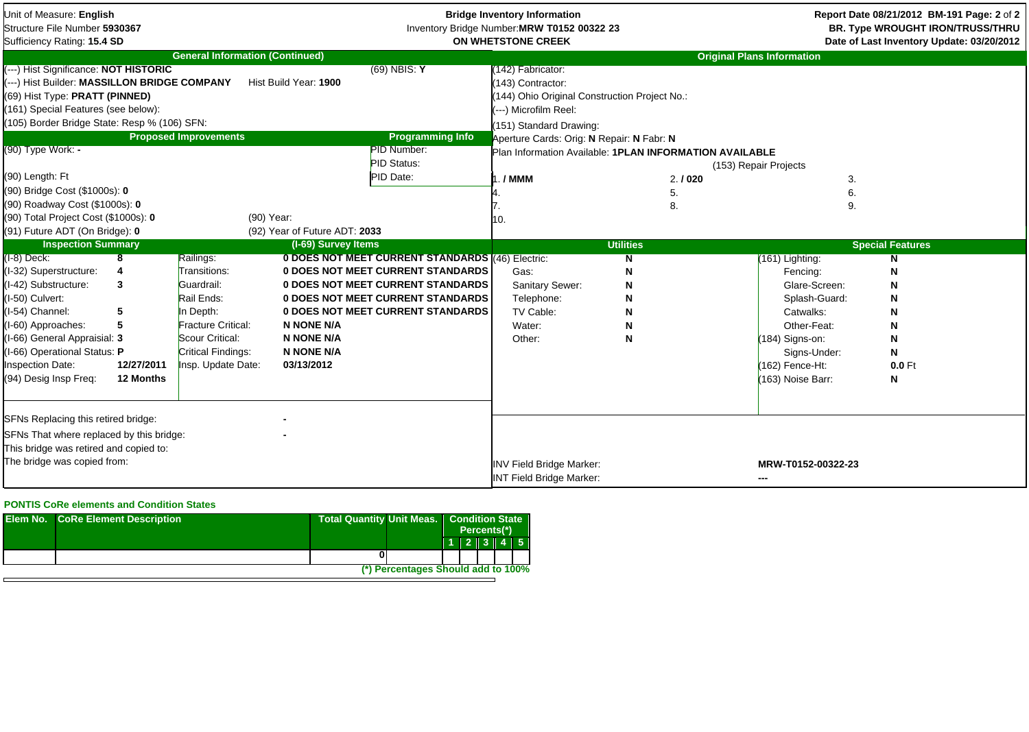Unit of Measure: **English**
Structure File Number **5930367**
Sufficiency Rating: **15.4 SD**

**Bridge Inventory Information**
Inventory Bridge Number: **MRW T0152 00322 23**
**ON WHETSTONE CREEK**

Report Date 08/21/2012 BM-191
**BR. Type WROUGHT IRON/TRUSS/THRU**
**Date of Last Inventory Update: 03/20/2012**

## General Information (Continued)

(---) Hist Significance: **NOT HISTORIC** (69) NBIS: **Y**
(---) Hist Builder: **MASSILLON BRIDGE COMPANY** Hist Build Year: **1900**
(69) Hist Type: **PRATT (PINNED)**
(161) Special Features (see below):
(105) Border Bridge State: Resp % (106) SFN:

## Original Plans Information

(142) Fabricator:
(143) Contractor:
(144) Ohio Original Construction Project No.:
(---) Microfilm Reel:
(151) Standard Drawing:
Aperture Cards: Orig: **N** Repair: **N** Fabr: **N**
Plan Information Available: **1PLAN INFORMATION AVAILABLE**

(153) Repair Projects

| | | |
|---|---|---|
| 1. **/ MMM** | 2. **/ 020** | 3. |
| 4. | 5. | 6. |
| 7. | 8. | 9. |
| 10. | | |

## Proposed Improvements

(90) Type Work: **-**
(90) Length: Ft
(90) Bridge Cost ($1000s): **0**
(90) Roadway Cost ($1000s): **0**
(90) Total Project Cost ($1000s): **0** (90) Year:
(91) Future ADT (On Bridge): **0** (92) Year of Future ADT: **2033**

## Programming Info

PID Number:
PID Status:
PID Date:

## Inspection Summary

| | | | |
|---|---|---|---|
| (I-8) Deck: | **8** | Railings: | **0 DOES NOT MEET CURRENT STANDARDS** |
| (I-32) Superstructure: | **4** | Transitions: | **0 DOES NOT MEET CURRENT STANDARDS** |
| (I-42) Substructure: | **3** | Guardrail: | **0 DOES NOT MEET CURRENT STANDARDS** |
| (I-50) Culvert: | | Rail Ends: | **0 DOES NOT MEET CURRENT STANDARDS** |
| (I-54) Channel: | **5** | In Depth: | **0 DOES NOT MEET CURRENT STANDARDS** |
| (I-60) Approaches: | **5** | Fracture Critical: | **N NONE N/A** |
| (I-66) General Appraisial: | **3** | Scour Critical: | **N NONE N/A** |
| (I-66) Operational Status: | **P** | Critical Findings: | **N NONE N/A** |
| Inspection Date: | **12/27/2011** | Insp. Update Date: | **03/13/2012** |
| (94) Desig Insp Freq: | **12 Months** | | |

(I-69) Survey Items

## Utilities

| | |
|---|---|
| (46) Electric: | **N** |
| Gas: | **N** |
| Sanitary Sewer: | **N** |
| Telephone: | **N** |
| TV Cable: | **N** |
| Water: | **N** |
| Other: | **N** |

## Special Features

| | |
|---|---|
| (161) Lighting: | **N** |
| Fencing: | **N** |
| Glare-Screen: | **N** |
| Splash-Guard: | **N** |
| Catwalks: | **N** |
| Other-Feat: | **N** |
| (184) Signs-on: | **N** |
| Signs-Under: | **N** |
| (162) Fence-Ht: | **0.0** Ft |
| (163) Noise Barr: | **N** |

SFNs Replacing this retired bridge: **-**
SFNs That where replaced by this bridge: **-**
This bridge was retired and copied to:
The bridge was copied from:

INV Field Bridge Marker: **MRW-T0152-00322-23**
INT Field Bridge Marker: **---**

### PONTIS CoRe elements and Condition States

| Elem No. | CoRe Element Description | Total Quantity | Unit Meas. | Condition State Percents(*) 1 | 2 | 3 | 4 | 5 |
|---|---|---|---|---|---|---|---|---|
| | | 0 | | | | | | |

(*) Percentages Should add to 100%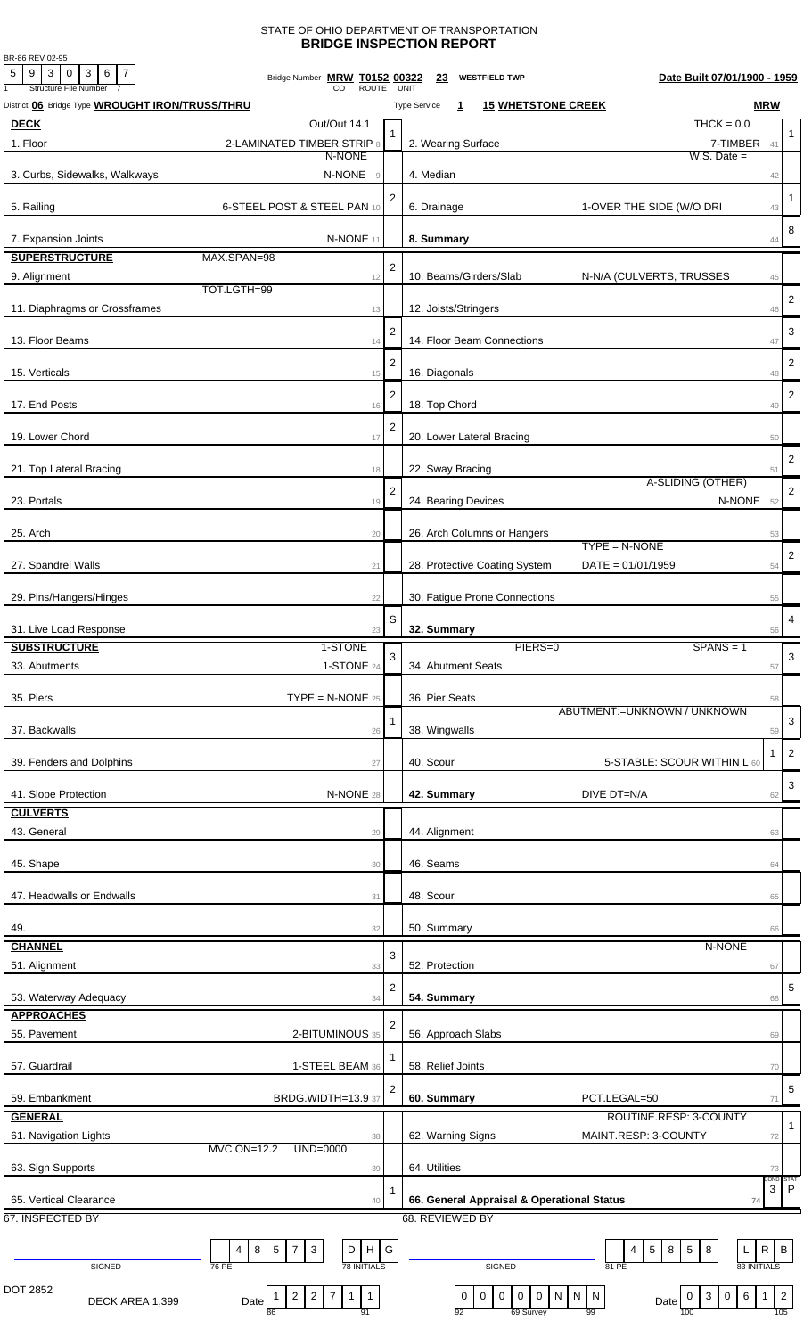STATE OF OHIO DEPARTMENT OF TRANSPORTATION
# BRIDGE INSPECTION REPORT

BR-86 REV 02-95

Structure File Number: 5 9 3 0 3 6 7

Bridge Number **MRW T0152 00322** (CO ROUTE UNIT) **23 WESTFIELD TWP** — **Date Built 07/01/1900 - 1959**

District **06** Bridge Type **WROUGHT IRON/TRUSS/THRU** — Type Service **1** **15 WHETSTONE CREEK** **MRW**

## DECK

| Item | Description | Rating | Item | Description | Rating |
|---|---|---|---|---|---|
| 1. Floor | Out/Out 14.1 2-LAMINATED TIMBER STRIP | 1 | 2. Wearing Surface | THCK = 0.0 7-TIMBER | 1 |
| 3. Curbs, Sidewalks, Walkways | N-NONE N-NONE | | 4. Median | W.S. Date = | |
| 5. Railing | 6-STEEL POST & STEEL PAN | 2 | 6. Drainage | 1-OVER THE SIDE (W/O DRI | 1 |
| 7. Expansion Joints | N-NONE | | **8. Summary** | | 8 |

## SUPERSTRUCTURE

| Item | Description | Rating | Item | Description | Rating |
|---|---|---|---|---|---|
| 9. Alignment | MAX.SPAN=98 | 2 | 10. Beams/Girders/Slab | N-N/A (CULVERTS, TRUSSES | |
| 11. Diaphragms or Crossframes | TOT.LGTH=99 | | 12. Joists/Stringers | | 2 |
| 13. Floor Beams | | 2 | 14. Floor Beam Connections | | 3 |
| 15. Verticals | | 2 | 16. Diagonals | | 2 |
| 17. End Posts | | 2 | 18. Top Chord | | 2 |
| 19. Lower Chord | | 2 | 20. Lower Lateral Bracing | | |
| 21. Top Lateral Bracing | | | 22. Sway Bracing | | 2 |
| 23. Portals | | 2 | 24. Bearing Devices | A-SLIDING (OTHER) N-NONE | 2 |
| 25. Arch | | | 26. Arch Columns or Hangers | | |
| 27. Spandrel Walls | | | 28. Protective Coating System | TYPE = N-NONE DATE = 01/01/1959 | 2 |
| 29. Pins/Hangers/Hinges | | | 30. Fatigue Prone Connections | | |
| 31. Live Load Response | | S | **32. Summary** | | 4 |

## SUBSTRUCTURE

| Item | Description | Rating | Item | Description | Rating |
|---|---|---|---|---|---|
| 33. Abutments | 1-STONE 1-STONE | 3 | 34. Abutment Seats | PIERS=0 SPANS = 1 | 3 |
| 35. Piers | TYPE = N-NONE | | 36. Pier Seats | | |
| 37. Backwalls | | 1 | 38. Wingwalls | ABUTMENT:=UNKNOWN / UNKNOWN | 3 |
| 39. Fenders and Dolphins | | | 40. Scour | 5-STABLE: SCOUR WITHIN L 1 | 2 |
| 41. Slope Protection | N-NONE | | **42. Summary** | DIVE DT=N/A | 3 |

## CULVERTS

| Item | Description | Rating | Item | Description | Rating |
|---|---|---|---|---|---|
| 43. General | | | 44. Alignment | | |
| 45. Shape | | | 46. Seams | | |
| 47. Headwalls or Endwalls | | | 48. Scour | | |
| 49. | | | 50. Summary | | |

## CHANNEL

| Item | Description | Rating | Item | Description | Rating |
|---|---|---|---|---|---|
| 51. Alignment | | 3 | 52. Protection | N-NONE | |
| 53. Waterway Adequacy | | 2 | **54. Summary** | | 5 |

## APPROACHES

| Item | Description | Rating | Item | Description | Rating |
|---|---|---|---|---|---|
| 55. Pavement | 2-BITUMINOUS | 2 | 56. Approach Slabs | | |
| 57. Guardrail | 1-STEEL BEAM | 1 | 58. Relief Joints | | |
| 59. Embankment | BRDG.WIDTH=13.9 | 2 | **60. Summary** | PCT.LEGAL=50 | 5 |

## GENERAL

| Item | Description | Rating | Item | Description | Rating |
|---|---|---|---|---|---|
| 61. Navigation Lights | | | 62. Warning Signs | ROUTINE.RESP: 3-COUNTY MAINT.RESP: 3-COUNTY | 1 |
| 63. Sign Supports | MVC ON=12.2 UND=0000 | | 64. Utilities | | |
| 65. Vertical Clearance | | 1 | **66. General Appraisal & Operational Status** | | COND 3 STAT P |

67. INSPECTED BY — SIGNED — PE 48573 — INITIALS DHG — Date 122711

68. REVIEWED BY — SIGNED — PE 45858 — INITIALS LRB — Date 030612

DOT 2852 — DECK AREA 1,399 — Survey 000000NNN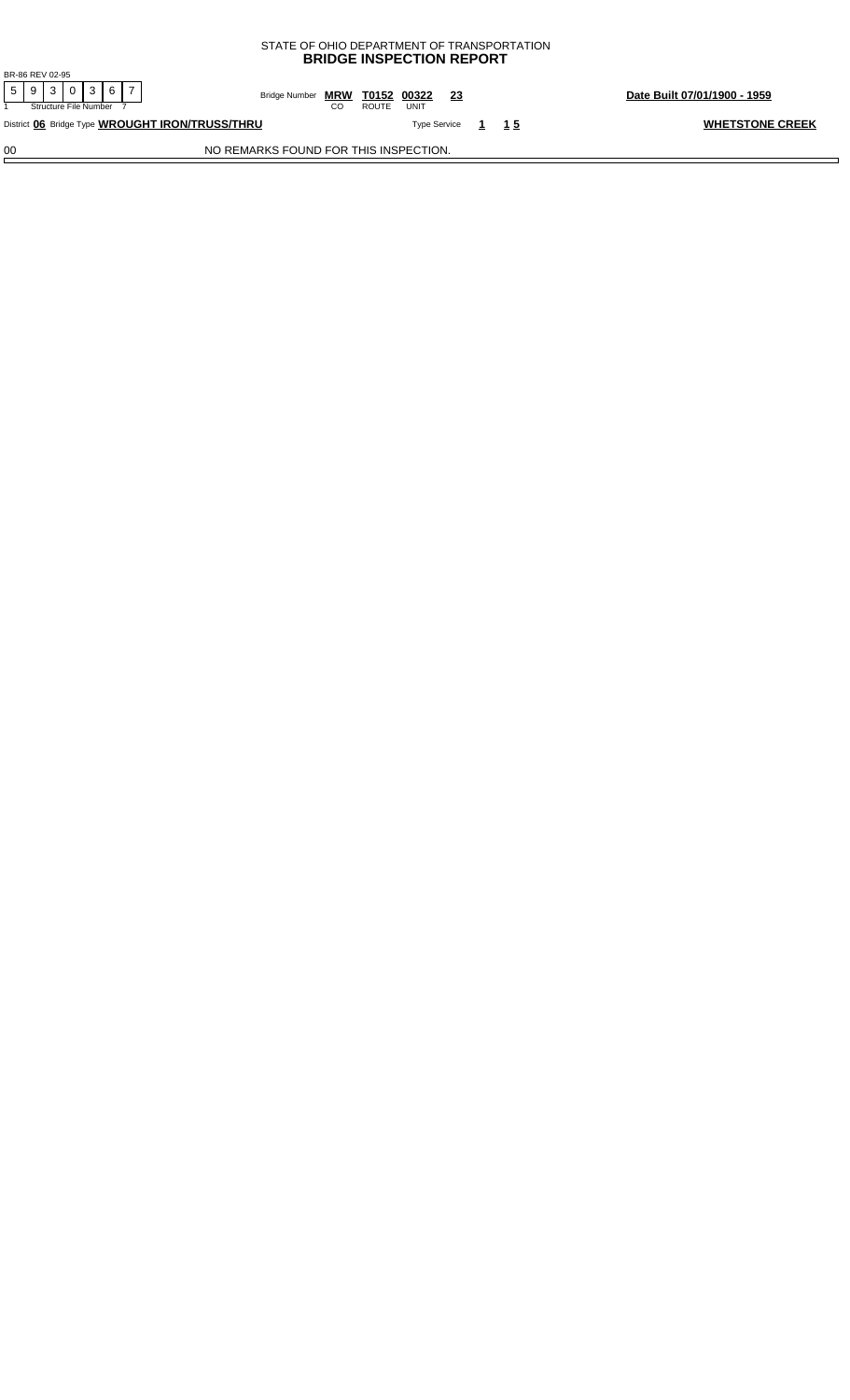STATE OF OHIO DEPARTMENT OF TRANSPORTATION

# BRIDGE INSPECTION REPORT

BR-86 REV 02-95

| 5 | 9 | 3 | 0 | 3 | 6 | 7 |
|---|---|---|---|---|---|---|

1 Structure File Number 7

Bridge Number **MRW** **T0152** **00322** **23**
CO ROUTE UNIT

**Date Built 07/01/1900 - 1959**

District **06** Bridge Type **WROUGHT IRON/TRUSS/THRU**

Type Service **1** **1 5**

**WHETSTONE CREEK**

00 NO REMARKS FOUND FOR THIS INSPECTION.